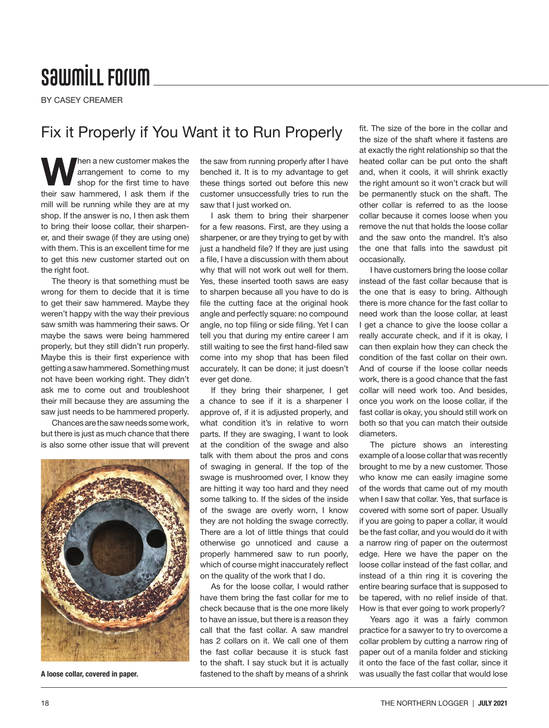# Sawmill Forum

BY CASEY CREAMER

## Fix it Properly if You Want it to Run Properly

When a new customer makes the arrangement to come to my shop for the first time to have their saw hammered, I ask them if the mill will be running while they are at my shop. If the answer is no, I then ask them to bring their loose collar, their sharpener, and their swage (if they are using one) with them. This is an excellent time for me to get this new customer started out on the right foot.

The theory is that something must be wrong for them to decide that it is time to get their saw hammered. Maybe they weren't happy with the way their previous saw smith was hammering their saws. Or maybe the saws were being hammered properly, but they still didn't run properly. Maybe this is their first experience with getting a saw hammered. Something must not have been working right. They didn't ask me to come out and troubleshoot their mill because they are assuming the saw just needs to be hammered properly.

Chances are the saw needs some work, but there is just as much chance that there is also some other issue that will prevent the saw from running properly after I have benched it. It is to my advantage to get these things sorted out before this new customer unsuccessfully tries to run the saw that I just worked on.

A loose collar, covered in paper.

I ask them to bring their sharpener for a few reasons. First, are they using a sharpener, or are they trying to get by with just a handheld file? If they are just using a file, I have a discussion with them about why that will not work out well for them. Yes, these inserted tooth saws are easy to sharpen because all you have to do is file the cutting face at the original hook angle and perfectly square: no compound angle, no top filing or side filing. Yet I can tell you that during my entire career I am still waiting to see the first hand-filed saw come into my shop that has been filed accurately. It can be done; it just doesn't ever get done.

If they bring their sharpener, I get a chance to see if it is a sharpener I approve of, if it is adjusted properly, and what condition it's in relative to worn parts. If they are swaging, I want to look at the condition of the swage and also talk with them about the pros and cons of swaging in general. If the top of the swage is mushroomed over, I know they are hitting it way too hard and they need some talking to. If the sides of the inside of the swage are overly worn, I know they are not holding the swage correctly. There are a lot of little things that could otherwise go unnoticed and cause a properly hammered saw to run poorly, which of course might inaccurately reflect on the quality of the work that I do.

As for the loose collar, I would rather have them bring the fast collar for me to check because that is the one more likely to have an issue, but there is a reason they call that the fast collar. A saw mandrel has 2 collars on it. We call one of them the fast collar because it is stuck fast to the shaft. I say stuck but it is actually fastened to the shaft by means of a shrink fit. The size of the bore in the collar and the size of the shaft where it fastens are at exactly the right relationship so that the heated collar can be put onto the shaft and, when it cools, it will shrink exactly the right amount so it won't crack but will be permanently stuck on the shaft. The other collar is referred to as the loose collar because it comes loose when you remove the nut that holds the loose collar and the saw onto the mandrel. It's also the one that falls into the sawdust pit occasionally.

I have customers bring the loose collar instead of the fast collar because that is the one that is easy to bring. Although there is more chance for the fast collar to need work than the loose collar, at least I get a chance to give the loose collar a really accurate check, and if it is okay, I can then explain how they can check the condition of the fast collar on their own. And of course if the loose collar needs work, there is a good chance that the fast collar will need work too. And besides, once you work on the loose collar, if the fast collar is okay, you should still work on both so that you can match their outside diameters.

The picture shows an interesting example of a loose collar that was recently brought to me by a new customer. Those who know me can easily imagine some of the words that came out of my mouth when I saw that collar. Yes, that surface is covered with some sort of paper. Usually if you are going to paper a collar, it would be the fast collar, and you would do it with a narrow ring of paper on the outermost edge. Here we have the paper on the loose collar instead of the fast collar, and instead of a thin ring it is covering the entire bearing surface that is supposed to be tapered, with no relief inside of that. How is that ever going to work properly?

Years ago it was a fairly common practice for a sawyer to try to overcome a collar problem by cutting a narrow ring of paper out of a manila folder and sticking it onto the face of the fast collar, since it was usually the fast collar that would lose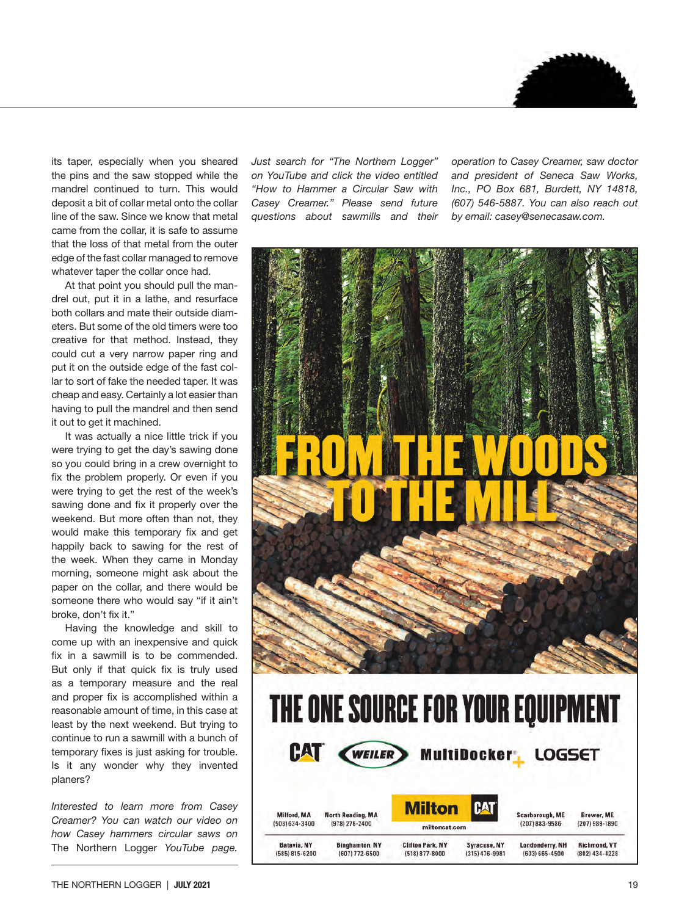its taper, especially when you sheared the pins and the saw stopped while the mandrel continued to turn. This would deposit a bit of collar metal onto the collar line of the saw. Since we know that metal came from the collar, it is safe to assume that the loss of that metal from the outer edge of the fast collar managed to remove whatever taper the collar once had.

At that point you should pull the mandrel out, put it in a lathe, and resurface both collars and mate their outside diameters. But some of the old timers were too creative for that method. Instead, they could cut a very narrow paper ring and put it on the outside edge of the fast collar to sort of fake the needed taper. It was cheap and easy. Certainly a lot easier than having to pull the mandrel and then send it out to get it machined.

It was actually a nice little trick if you were trying to get the day's sawing done so you could bring in a crew overnight to fix the problem properly. Or even if you were trying to get the rest of the week's sawing done and fix it properly over the weekend. But more often than not, they would make this temporary fix and get happily back to sawing for the rest of the week. When they came in Monday morning, someone might ask about the paper on the collar, and there would be someone there who would say "if it ain't broke, don't fix it."

Having the knowledge and skill to come up with an inexpensive and quick fix in a sawmill is to be commended. But only if that quick fix is truly used as a temporary measure and the real and proper fix is accomplished within a reasonable amount of time, in this case at least by the next weekend. But trying to continue to run a sawmill with a bunch of temporary fixes is just asking for trouble. Is it any wonder why they invented planers?

*Interested to learn more from Casey Creamer? You can watch our video on how Casey hammers circular saws on* The Northern Logger *YouTube page. Just search for "The Northern Logger" on YouTube and click the video entitled "How to Hammer a Circular Saw with Casey Creamer." Please send future questions about sawmills and their operation to Casey Creamer, saw doctor and president of Seneca Saw Works, Inc., PO Box 681, Burdett, NY 14818, (607) 546-5887. You can also reach out by email: casey@senecasaw.com.*

FROM THE WOODS TO THE MILL

THE ONE SOURCE FOR YOUR EQUIPMENT

CAT WEILER MultiDocker LOGSET

Milton CAT
miltoncat.com

Milford, MA (508) 634-3400
North Reading, MA (978) 276-2400
Scarborough, ME (207) 883-9586
Brewer, ME (207) 989-1890
Batavia, NY (585) 815-6200
Binghamton, NY (607) 772-6500
Clifton Park, NY (518) 877-8000
Syracuse, NY (315) 476-9981
Londonderry, NH (603) 665-4500
Richmond, VT (802) 434-4228